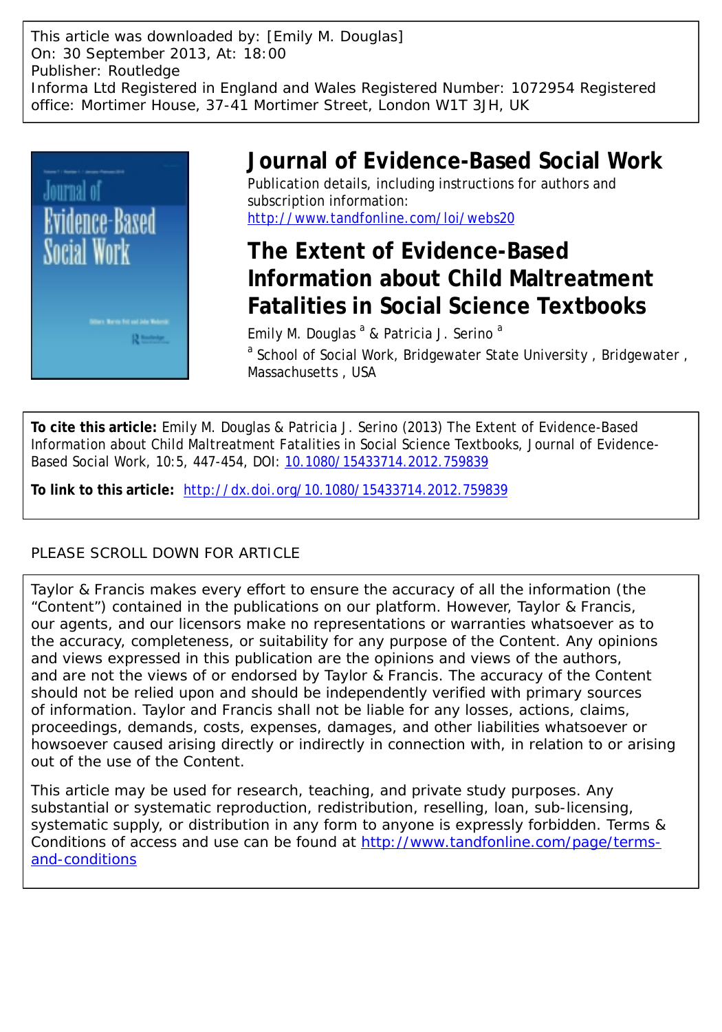This article was downloaded by: [Emily M. Douglas]
On: 30 September 2013, At: 18:00
Publisher: Routledge
Informa Ltd Registered in England and Wales Registered Number: 1072954 Registered office: Mortimer House, 37-41 Mortimer Street, London W1T 3JH, UK

# Journal of Evidence-Based Social Work

Publication details, including instructions for authors and subscription information:
http://www.tandfonline.com/loi/webs20

# The Extent of Evidence-Based Information about Child Maltreatment Fatalities in Social Science Textbooks

Emily M. Douglas [a] & Patricia J. Serino [a]

[a] School of Social Work, Bridgewater State University, Bridgewater, Massachusetts, USA

**To cite this article:** Emily M. Douglas & Patricia J. Serino (2013) The Extent of Evidence-Based Information about Child Maltreatment Fatalities in Social Science Textbooks, Journal of Evidence-Based Social Work, 10:5, 447-454, DOI: 10.1080/15433714.2012.759839

**To link to this article:** http://dx.doi.org/10.1080/15433714.2012.759839

PLEASE SCROLL DOWN FOR ARTICLE

Taylor & Francis makes every effort to ensure the accuracy of all the information (the "Content") contained in the publications on our platform. However, Taylor & Francis, our agents, and our licensors make no representations or warranties whatsoever as to the accuracy, completeness, or suitability for any purpose of the Content. Any opinions and views expressed in this publication are the opinions and views of the authors, and are not the views of or endorsed by Taylor & Francis. The accuracy of the Content should not be relied upon and should be independently verified with primary sources of information. Taylor and Francis shall not be liable for any losses, actions, claims, proceedings, demands, costs, expenses, damages, and other liabilities whatsoever or howsoever caused arising directly or indirectly in connection with, in relation to or arising out of the use of the Content.

This article may be used for research, teaching, and private study purposes. Any substantial or systematic reproduction, redistribution, reselling, loan, sub-licensing, systematic supply, or distribution in any form to anyone is expressly forbidden. Terms & Conditions of access and use can be found at http://www.tandfonline.com/page/terms-and-conditions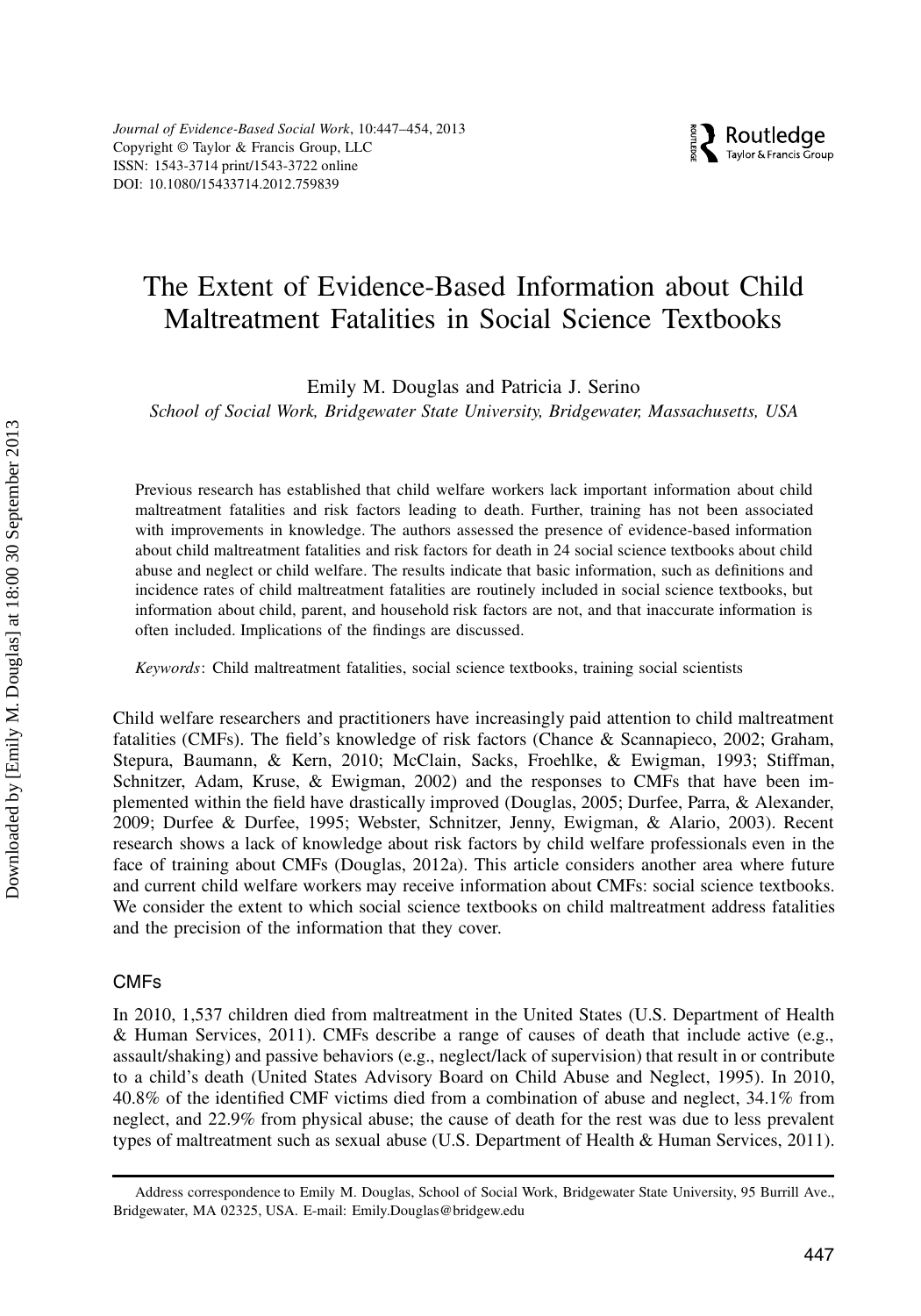# The Extent of Evidence-Based Information about Child Maltreatment Fatalities in Social Science Textbooks

Emily M. Douglas and Patricia J. Serino

*School of Social Work, Bridgewater State University, Bridgewater, Massachusetts, USA*

Previous research has established that child welfare workers lack important information about child maltreatment fatalities and risk factors leading to death. Further, training has not been associated with improvements in knowledge. The authors assessed the presence of evidence-based information about child maltreatment fatalities and risk factors for death in 24 social science textbooks about child abuse and neglect or child welfare. The results indicate that basic information, such as definitions and incidence rates of child maltreatment fatalities are routinely included in social science textbooks, but information about child, parent, and household risk factors are not, and that inaccurate information is often included. Implications of the findings are discussed.

*Keywords*: Child maltreatment fatalities, social science textbooks, training social scientists

Child welfare researchers and practitioners have increasingly paid attention to child maltreatment fatalities (CMFs). The field's knowledge of risk factors (Chance & Scannapieco, 2002; Graham, Stepura, Baumann, & Kern, 2010; McClain, Sacks, Froehlke, & Ewigman, 1993; Stiffman, Schnitzer, Adam, Kruse, & Ewigman, 2002) and the responses to CMFs that have been implemented within the field have drastically improved (Douglas, 2005; Durfee, Parra, & Alexander, 2009; Durfee & Durfee, 1995; Webster, Schnitzer, Jenny, Ewigman, & Alario, 2003). Recent research shows a lack of knowledge about risk factors by child welfare professionals even in the face of training about CMFs (Douglas, 2012a). This article considers another area where future and current child welfare workers may receive information about CMFs: social science textbooks. We consider the extent to which social science textbooks on child maltreatment address fatalities and the precision of the information that they cover.

## CMFs

In 2010, 1,537 children died from maltreatment in the United States (U.S. Department of Health & Human Services, 2011). CMFs describe a range of causes of death that include active (e.g., assault/shaking) and passive behaviors (e.g., neglect/lack of supervision) that result in or contribute to a child's death (United States Advisory Board on Child Abuse and Neglect, 1995). In 2010, 40.8% of the identified CMF victims died from a combination of abuse and neglect, 34.1% from neglect, and 22.9% from physical abuse; the cause of death for the rest was due to less prevalent types of maltreatment such as sexual abuse (U.S. Department of Health & Human Services, 2011).

Address correspondence to Emily M. Douglas, School of Social Work, Bridgewater State University, 95 Burrill Ave., Bridgewater, MA 02325, USA. E-mail: Emily.Douglas@bridgew.edu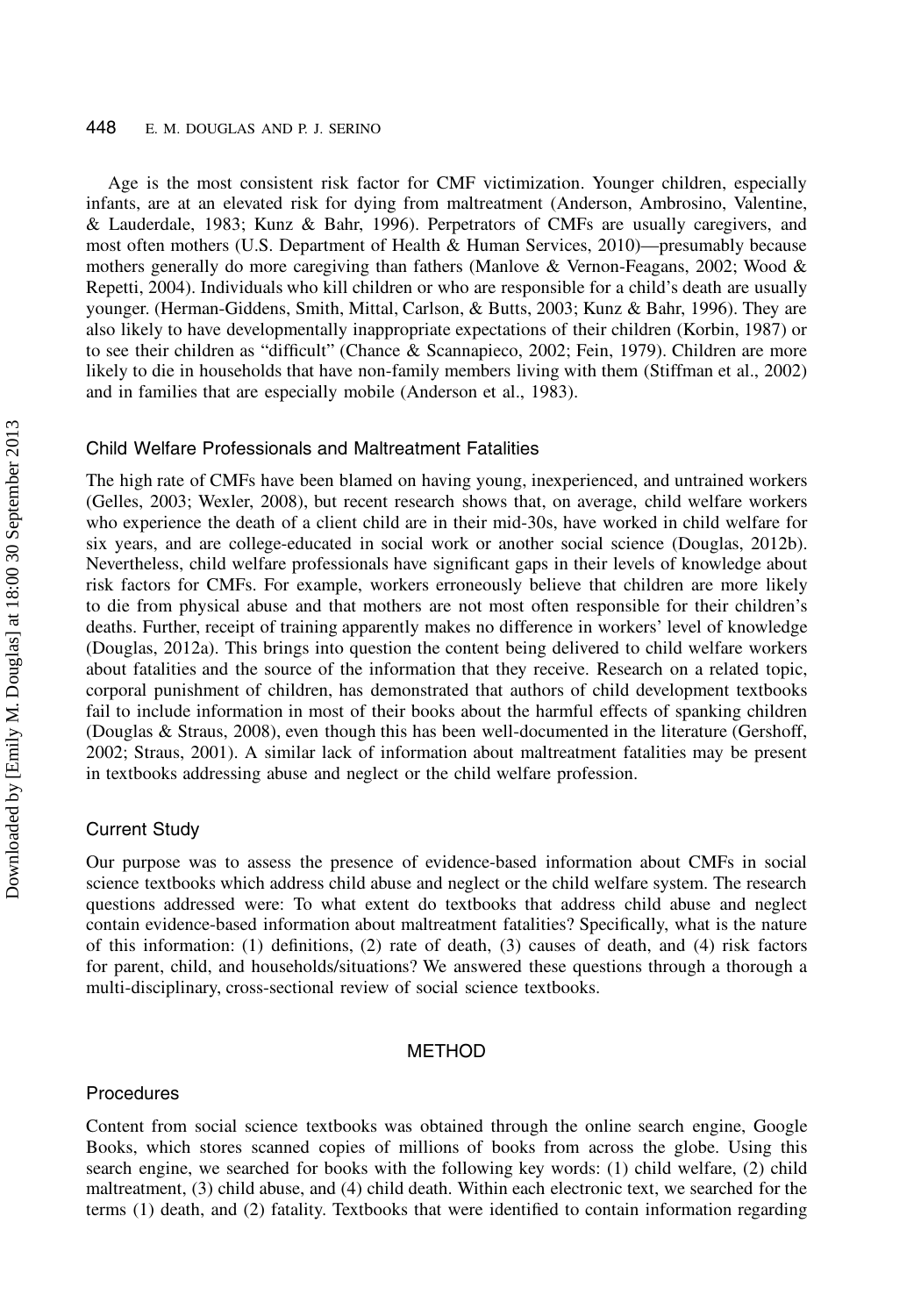Age is the most consistent risk factor for CMF victimization. Younger children, especially infants, are at an elevated risk for dying from maltreatment (Anderson, Ambrosino, Valentine, & Lauderdale, 1983; Kunz & Bahr, 1996). Perpetrators of CMFs are usually caregivers, and most often mothers (U.S. Department of Health & Human Services, 2010)—presumably because mothers generally do more caregiving than fathers (Manlove & Vernon-Feagans, 2002; Wood & Repetti, 2004). Individuals who kill children or who are responsible for a child's death are usually younger. (Herman-Giddens, Smith, Mittal, Carlson, & Butts, 2003; Kunz & Bahr, 1996). They are also likely to have developmentally inappropriate expectations of their children (Korbin, 1987) or to see their children as "difficult" (Chance & Scannapieco, 2002; Fein, 1979). Children are more likely to die in households that have non-family members living with them (Stiffman et al., 2002) and in families that are especially mobile (Anderson et al., 1983).

### Child Welfare Professionals and Maltreatment Fatalities

The high rate of CMFs have been blamed on having young, inexperienced, and untrained workers (Gelles, 2003; Wexler, 2008), but recent research shows that, on average, child welfare workers who experience the death of a client child are in their mid-30s, have worked in child welfare for six years, and are college-educated in social work or another social science (Douglas, 2012b). Nevertheless, child welfare professionals have significant gaps in their levels of knowledge about risk factors for CMFs. For example, workers erroneously believe that children are more likely to die from physical abuse and that mothers are not most often responsible for their children's deaths. Further, receipt of training apparently makes no difference in workers' level of knowledge (Douglas, 2012a). This brings into question the content being delivered to child welfare workers about fatalities and the source of the information that they receive. Research on a related topic, corporal punishment of children, has demonstrated that authors of child development textbooks fail to include information in most of their books about the harmful effects of spanking children (Douglas & Straus, 2008), even though this has been well-documented in the literature (Gershoff, 2002; Straus, 2001). A similar lack of information about maltreatment fatalities may be present in textbooks addressing abuse and neglect or the child welfare profession.

### Current Study

Our purpose was to assess the presence of evidence-based information about CMFs in social science textbooks which address child abuse and neglect or the child welfare system. The research questions addressed were: To what extent do textbooks that address child abuse and neglect contain evidence-based information about maltreatment fatalities? Specifically, what is the nature of this information: (1) definitions, (2) rate of death, (3) causes of death, and (4) risk factors for parent, child, and households/situations? We answered these questions through a thorough a multi-disciplinary, cross-sectional review of social science textbooks.

## METHOD

### Procedures

Content from social science textbooks was obtained through the online search engine, Google Books, which stores scanned copies of millions of books from across the globe. Using this search engine, we searched for books with the following key words: (1) child welfare, (2) child maltreatment, (3) child abuse, and (4) child death. Within each electronic text, we searched for the terms (1) death, and (2) fatality. Textbooks that were identified to contain information regarding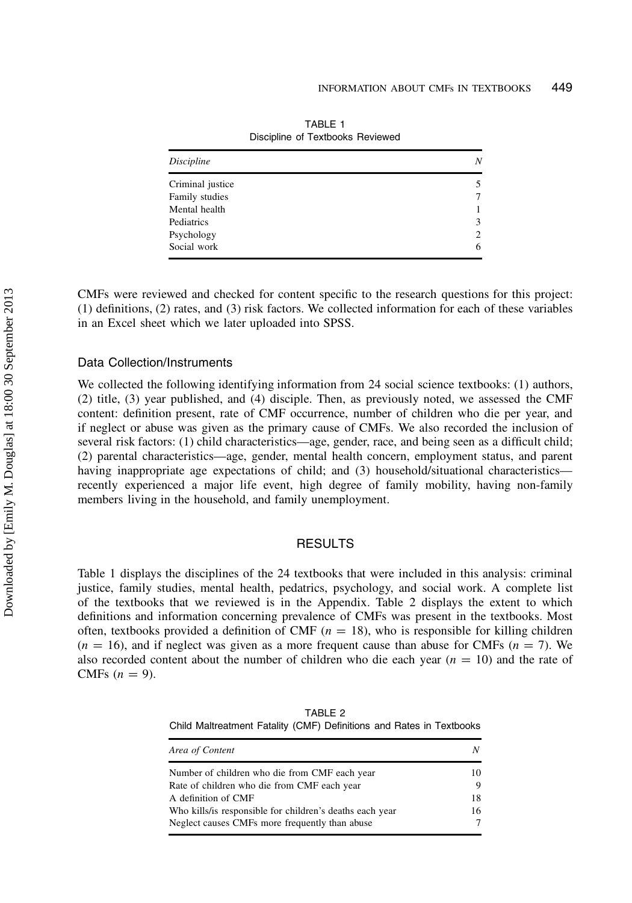TABLE 1
Discipline of Textbooks Reviewed

| *Discipline* | *N* |
|---|---|
| Criminal justice | 5 |
| Family studies | 7 |
| Mental health | 1 |
| Pediatrics | 3 |
| Psychology | 2 |
| Social work | 6 |

CMFs were reviewed and checked for content specific to the research questions for this project: (1) definitions, (2) rates, and (3) risk factors. We collected information for each of these variables in an Excel sheet which we later uploaded into SPSS.

### Data Collection/Instruments

We collected the following identifying information from 24 social science textbooks: (1) authors, (2) title, (3) year published, and (4) disciple. Then, as previously noted, we assessed the CMF content: definition present, rate of CMF occurrence, number of children who die per year, and if neglect or abuse was given as the primary cause of CMFs. We also recorded the inclusion of several risk factors: (1) child characteristics—age, gender, race, and being seen as a difficult child; (2) parental characteristics—age, gender, mental health concern, employment status, and parent having inappropriate age expectations of child; and (3) household/situational characteristics—recently experienced a major life event, high degree of family mobility, having non-family members living in the household, and family unemployment.

## RESULTS

Table 1 displays the disciplines of the 24 textbooks that were included in this analysis: criminal justice, family studies, mental health, pedatrics, psychology, and social work. A complete list of the textbooks that we reviewed is in the Appendix. Table 2 displays the extent to which definitions and information concerning prevalence of CMFs was present in the textbooks. Most often, textbooks provided a definition of CMF ($n = 18$), who is responsible for killing children ($n = 16$), and if neglect was given as a more frequent cause than abuse for CMFs ($n = 7$). We also recorded content about the number of children who die each year ($n = 10$) and the rate of CMFs ($n = 9$).

TABLE 2
Child Maltreatment Fatality (CMF) Definitions and Rates in Textbooks

| *Area of Content* | *N* |
|---|---|
| Number of children who die from CMF each year | 10 |
| Rate of children who die from CMF each year | 9 |
| A definition of CMF | 18 |
| Who kills/is responsible for children's deaths each year | 16 |
| Neglect causes CMFs more frequently than abuse | 7 |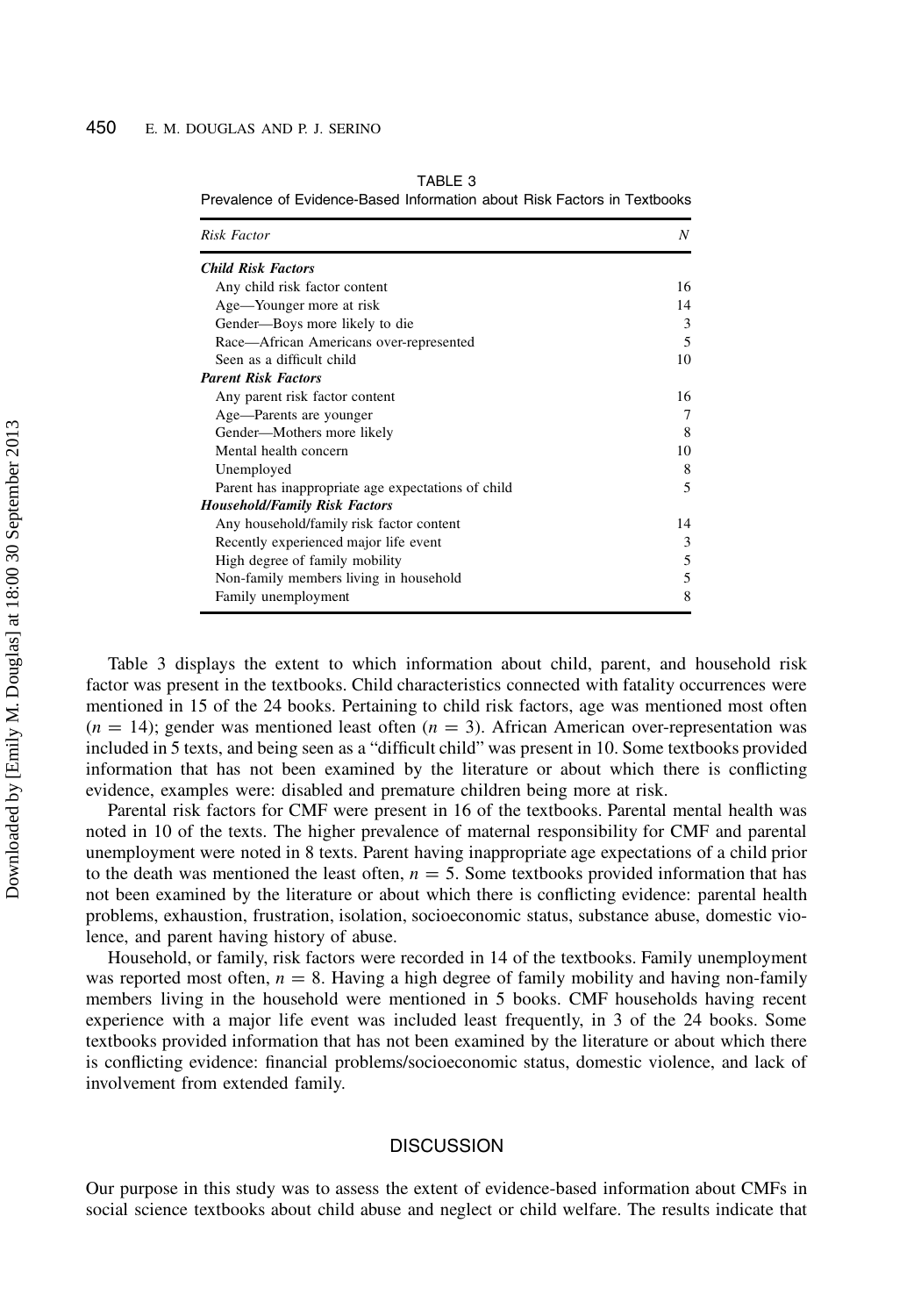TABLE 3
Prevalence of Evidence-Based Information about Risk Factors in Textbooks

| *Risk Factor* | *N* |
|---|---|
| ***Child Risk Factors*** | |
| Any child risk factor content | 16 |
| Age—Younger more at risk | 14 |
| Gender—Boys more likely to die | 3 |
| Race—African Americans over-represented | 5 |
| Seen as a difficult child | 10 |
| ***Parent Risk Factors*** | |
| Any parent risk factor content | 16 |
| Age—Parents are younger | 7 |
| Gender—Mothers more likely | 8 |
| Mental health concern | 10 |
| Unemployed | 8 |
| Parent has inappropriate age expectations of child | 5 |
| ***Household/Family Risk Factors*** | |
| Any household/family risk factor content | 14 |
| Recently experienced major life event | 3 |
| High degree of family mobility | 5 |
| Non-family members living in household | 5 |
| Family unemployment | 8 |

Table 3 displays the extent to which information about child, parent, and household risk factor was present in the textbooks. Child characteristics connected with fatality occurrences were mentioned in 15 of the 24 books. Pertaining to child risk factors, age was mentioned most often ($n = 14$); gender was mentioned least often ($n = 3$). African American over-representation was included in 5 texts, and being seen as a "difficult child" was present in 10. Some textbooks provided information that has not been examined by the literature or about which there is conflicting evidence, examples were: disabled and premature children being more at risk.

Parental risk factors for CMF were present in 16 of the textbooks. Parental mental health was noted in 10 of the texts. The higher prevalence of maternal responsibility for CMF and parental unemployment were noted in 8 texts. Parent having inappropriate age expectations of a child prior to the death was mentioned the least often, $n = 5$. Some textbooks provided information that has not been examined by the literature or about which there is conflicting evidence: parental health problems, exhaustion, frustration, isolation, socioeconomic status, substance abuse, domestic violence, and parent having history of abuse.

Household, or family, risk factors were recorded in 14 of the textbooks. Family unemployment was reported most often, $n = 8$. Having a high degree of family mobility and having non-family members living in the household were mentioned in 5 books. CMF households having recent experience with a major life event was included least frequently, in 3 of the 24 books. Some textbooks provided information that has not been examined by the literature or about which there is conflicting evidence: financial problems/socioeconomic status, domestic violence, and lack of involvement from extended family.

## DISCUSSION

Our purpose in this study was to assess the extent of evidence-based information about CMFs in social science textbooks about child abuse and neglect or child welfare. The results indicate that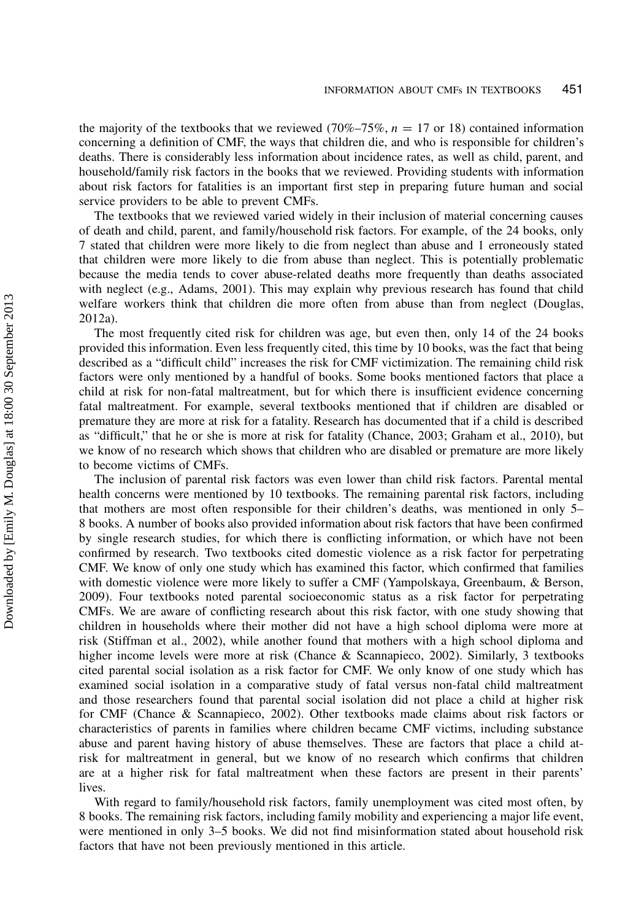the majority of the textbooks that we reviewed (70%–75%, $n = 17$ or 18) contained information concerning a definition of CMF, the ways that children die, and who is responsible for children's deaths. There is considerably less information about incidence rates, as well as child, parent, and household/family risk factors in the books that we reviewed. Providing students with information about risk factors for fatalities is an important first step in preparing future human and social service providers to be able to prevent CMFs.

The textbooks that we reviewed varied widely in their inclusion of material concerning causes of death and child, parent, and family/household risk factors. For example, of the 24 books, only 7 stated that children were more likely to die from neglect than abuse and 1 erroneously stated that children were more likely to die from abuse than neglect. This is potentially problematic because the media tends to cover abuse-related deaths more frequently than deaths associated with neglect (e.g., Adams, 2001). This may explain why previous research has found that child welfare workers think that children die more often from abuse than from neglect (Douglas, 2012a).

The most frequently cited risk for children was age, but even then, only 14 of the 24 books provided this information. Even less frequently cited, this time by 10 books, was the fact that being described as a "difficult child" increases the risk for CMF victimization. The remaining child risk factors were only mentioned by a handful of books. Some books mentioned factors that place a child at risk for non-fatal maltreatment, but for which there is insufficient evidence concerning fatal maltreatment. For example, several textbooks mentioned that if children are disabled or premature they are more at risk for a fatality. Research has documented that if a child is described as "difficult," that he or she is more at risk for fatality (Chance, 2003; Graham et al., 2010), but we know of no research which shows that children who are disabled or premature are more likely to become victims of CMFs.

The inclusion of parental risk factors was even lower than child risk factors. Parental mental health concerns were mentioned by 10 textbooks. The remaining parental risk factors, including that mothers are most often responsible for their children's deaths, was mentioned in only 5–8 books. A number of books also provided information about risk factors that have been confirmed by single research studies, for which there is conflicting information, or which have not been confirmed by research. Two textbooks cited domestic violence as a risk factor for perpetrating CMF. We know of only one study which has examined this factor, which confirmed that families with domestic violence were more likely to suffer a CMF (Yampolskaya, Greenbaum, & Berson, 2009). Four textbooks noted parental socioeconomic status as a risk factor for perpetrating CMFs. We are aware of conflicting research about this risk factor, with one study showing that children in households where their mother did not have a high school diploma were more at risk (Stiffman et al., 2002), while another found that mothers with a high school diploma and higher income levels were more at risk (Chance & Scannapieco, 2002). Similarly, 3 textbooks cited parental social isolation as a risk factor for CMF. We only know of one study which has examined social isolation in a comparative study of fatal versus non-fatal child maltreatment and those researchers found that parental social isolation did not place a child at higher risk for CMF (Chance & Scannapieco, 2002). Other textbooks made claims about risk factors or characteristics of parents in families where children became CMF victims, including substance abuse and parent having history of abuse themselves. These are factors that place a child at-risk for maltreatment in general, but we know of no research which confirms that children are at a higher risk for fatal maltreatment when these factors are present in their parents' lives.

With regard to family/household risk factors, family unemployment was cited most often, by 8 books. The remaining risk factors, including family mobility and experiencing a major life event, were mentioned in only 3–5 books. We did not find misinformation stated about household risk factors that have not been previously mentioned in this article.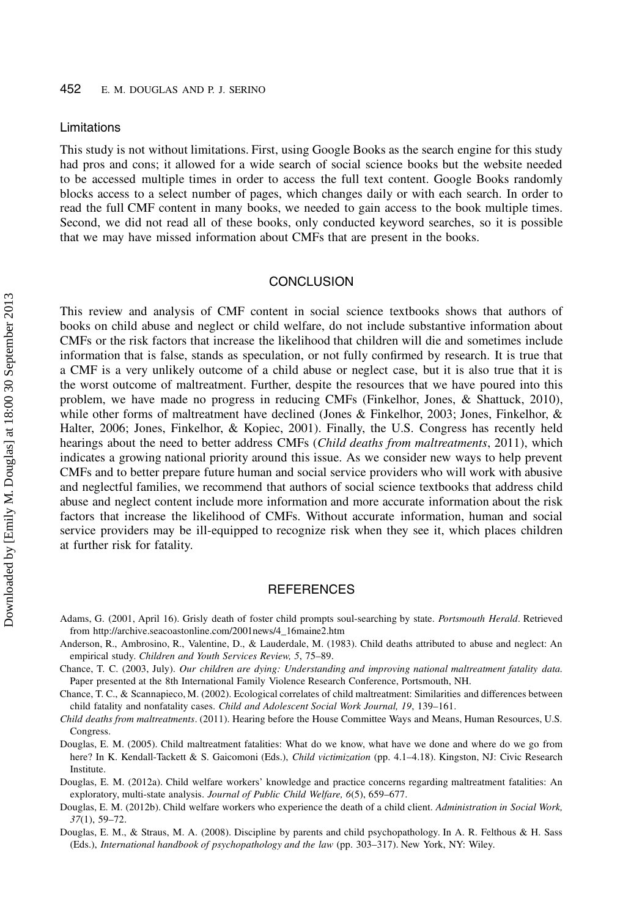### Limitations

This study is not without limitations. First, using Google Books as the search engine for this study had pros and cons; it allowed for a wide search of social science books but the website needed to be accessed multiple times in order to access the full text content. Google Books randomly blocks access to a select number of pages, which changes daily or with each search. In order to read the full CMF content in many books, we needed to gain access to the book multiple times. Second, we did not read all of these books, only conducted keyword searches, so it is possible that we may have missed information about CMFs that are present in the books.

## CONCLUSION

This review and analysis of CMF content in social science textbooks shows that authors of books on child abuse and neglect or child welfare, do not include substantive information about CMFs or the risk factors that increase the likelihood that children will die and sometimes include information that is false, stands as speculation, or not fully confirmed by research. It is true that a CMF is a very unlikely outcome of a child abuse or neglect case, but it is also true that it is the worst outcome of maltreatment. Further, despite the resources that we have poured into this problem, we have made no progress in reducing CMFs (Finkelhor, Jones, & Shattuck, 2010), while other forms of maltreatment have declined (Jones & Finkelhor, 2003; Jones, Finkelhor, & Halter, 2006; Jones, Finkelhor, & Kopiec, 2001). Finally, the U.S. Congress has recently held hearings about the need to better address CMFs (*Child deaths from maltreatments*, 2011), which indicates a growing national priority around this issue. As we consider new ways to help prevent CMFs and to better prepare future human and social service providers who will work with abusive and neglectful families, we recommend that authors of social science textbooks that address child abuse and neglect content include more information and more accurate information about the risk factors that increase the likelihood of CMFs. Without accurate information, human and social service providers may be ill-equipped to recognize risk when they see it, which places children at further risk for fatality.

## REFERENCES

Adams, G. (2001, April 16). Grisly death of foster child prompts soul-searching by state. *Portsmouth Herald*. Retrieved from http://archive.seacoastonline.com/2001news/4_16maine2.htm

Anderson, R., Ambrosino, R., Valentine, D., & Lauderdale, M. (1983). Child deaths attributed to abuse and neglect: An empirical study. *Children and Youth Services Review, 5*, 75–89.

Chance, T. C. (2003, July). *Our children are dying: Understanding and improving national maltreatment fatality data.* Paper presented at the 8th International Family Violence Research Conference, Portsmouth, NH.

Chance, T. C., & Scannapieco, M. (2002). Ecological correlates of child maltreatment: Similarities and differences between child fatality and nonfatality cases. *Child and Adolescent Social Work Journal, 19*, 139–161.

*Child deaths from maltreatments*. (2011). Hearing before the House Committee Ways and Means, Human Resources, U.S. Congress.

Douglas, E. M. (2005). Child maltreatment fatalities: What do we know, what have we done and where do we go from here? In K. Kendall-Tackett & S. Gaicomoni (Eds.), *Child victimization* (pp. 4.1–4.18). Kingston, NJ: Civic Research Institute.

Douglas, E. M. (2012a). Child welfare workers' knowledge and practice concerns regarding maltreatment fatalities: An exploratory, multi-state analysis. *Journal of Public Child Welfare, 6*(5), 659–677.

Douglas, E. M. (2012b). Child welfare workers who experience the death of a child client. *Administration in Social Work, 37*(1), 59–72.

Douglas, E. M., & Straus, M. A. (2008). Discipline by parents and child psychopathology. In A. R. Felthous & H. Sass (Eds.), *International handbook of psychopathology and the law* (pp. 303–317). New York, NY: Wiley.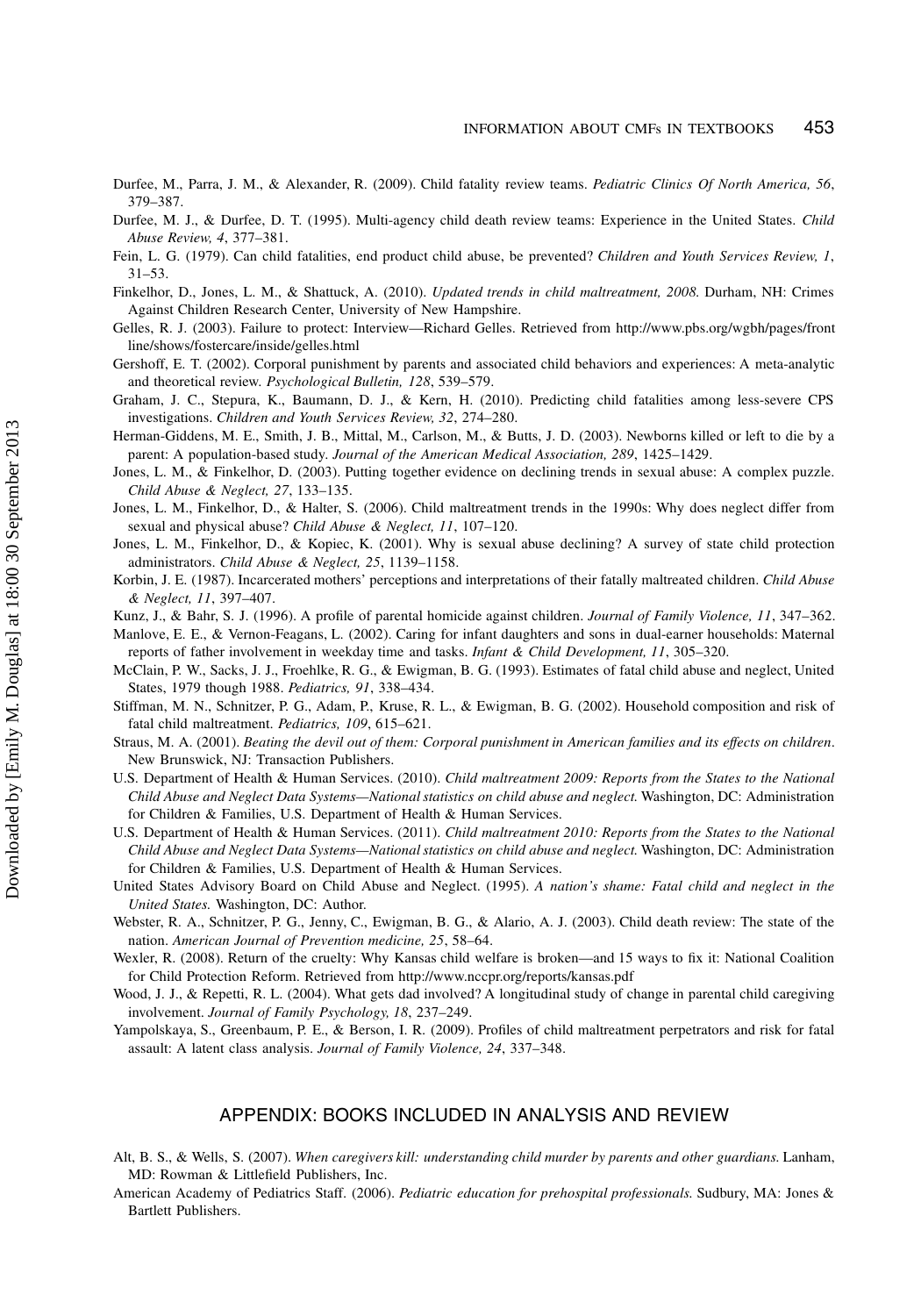Durfee, M., Parra, J. M., & Alexander, R. (2009). Child fatality review teams. *Pediatric Clinics Of North America, 56*, 379–387.

Durfee, M. J., & Durfee, D. T. (1995). Multi-agency child death review teams: Experience in the United States. *Child Abuse Review, 4*, 377–381.

Fein, L. G. (1979). Can child fatalities, end product child abuse, be prevented? *Children and Youth Services Review, 1*, 31–53.

Finkelhor, D., Jones, L. M., & Shattuck, A. (2010). *Updated trends in child maltreatment, 2008.* Durham, NH: Crimes Against Children Research Center, University of New Hampshire.

Gelles, R. J. (2003). Failure to protect: Interview—Richard Gelles. Retrieved from http://www.pbs.org/wgbh/pages/frontline/shows/fostercare/inside/gelles.html

Gershoff, E. T. (2002). Corporal punishment by parents and associated child behaviors and experiences: A meta-analytic and theoretical review. *Psychological Bulletin, 128*, 539–579.

Graham, J. C., Stepura, K., Baumann, D. J., & Kern, H. (2010). Predicting child fatalities among less-severe CPS investigations. *Children and Youth Services Review, 32*, 274–280.

Herman-Giddens, M. E., Smith, J. B., Mittal, M., Carlson, M., & Butts, J. D. (2003). Newborns killed or left to die by a parent: A population-based study. *Journal of the American Medical Association, 289*, 1425–1429.

Jones, L. M., & Finkelhor, D. (2003). Putting together evidence on declining trends in sexual abuse: A complex puzzle. *Child Abuse & Neglect, 27*, 133–135.

Jones, L. M., Finkelhor, D., & Halter, S. (2006). Child maltreatment trends in the 1990s: Why does neglect differ from sexual and physical abuse? *Child Abuse & Neglect, 11*, 107–120.

Jones, L. M., Finkelhor, D., & Kopiec, K. (2001). Why is sexual abuse declining? A survey of state child protection administrators. *Child Abuse & Neglect, 25*, 1139–1158.

Korbin, J. E. (1987). Incarcerated mothers' perceptions and interpretations of their fatally maltreated children. *Child Abuse & Neglect, 11*, 397–407.

Kunz, J., & Bahr, S. J. (1996). A profile of parental homicide against children. *Journal of Family Violence, 11*, 347–362.

Manlove, E. E., & Vernon-Feagans, L. (2002). Caring for infant daughters and sons in dual-earner households: Maternal reports of father involvement in weekday time and tasks. *Infant & Child Development, 11*, 305–320.

McClain, P. W., Sacks, J. J., Froehlke, R. G., & Ewigman, B. G. (1993). Estimates of fatal child abuse and neglect, United States, 1979 though 1988. *Pediatrics, 91*, 338–434.

Stiffman, M. N., Schnitzer, P. G., Adam, P., Kruse, R. L., & Ewigman, B. G. (2002). Household composition and risk of fatal child maltreatment. *Pediatrics, 109*, 615–621.

Straus, M. A. (2001). *Beating the devil out of them: Corporal punishment in American families and its effects on children*. New Brunswick, NJ: Transaction Publishers.

U.S. Department of Health & Human Services. (2010). *Child maltreatment 2009: Reports from the States to the National Child Abuse and Neglect Data Systems—National statistics on child abuse and neglect.* Washington, DC: Administration for Children & Families, U.S. Department of Health & Human Services.

U.S. Department of Health & Human Services. (2011). *Child maltreatment 2010: Reports from the States to the National Child Abuse and Neglect Data Systems—National statistics on child abuse and neglect.* Washington, DC: Administration for Children & Families, U.S. Department of Health & Human Services.

United States Advisory Board on Child Abuse and Neglect. (1995). *A nation's shame: Fatal child and neglect in the United States.* Washington, DC: Author.

Webster, R. A., Schnitzer, P. G., Jenny, C., Ewigman, B. G., & Alario, A. J. (2003). Child death review: The state of the nation. *American Journal of Prevention medicine, 25*, 58–64.

Wexler, R. (2008). Return of the cruelty: Why Kansas child welfare is broken—and 15 ways to fix it: National Coalition for Child Protection Reform. Retrieved from http://www.nccpr.org/reports/kansas.pdf

Wood, J. J., & Repetti, R. L. (2004). What gets dad involved? A longitudinal study of change in parental child caregiving involvement. *Journal of Family Psychology, 18*, 237–249.

Yampolskaya, S., Greenbaum, P. E., & Berson, I. R. (2009). Profiles of child maltreatment perpetrators and risk for fatal assault: A latent class analysis. *Journal of Family Violence, 24*, 337–348.

## APPENDIX: BOOKS INCLUDED IN ANALYSIS AND REVIEW

Alt, B. S., & Wells, S. (2007). *When caregivers kill: understanding child murder by parents and other guardians.* Lanham, MD: Rowman & Littlefield Publishers, Inc.

American Academy of Pediatrics Staff. (2006). *Pediatric education for prehospital professionals.* Sudbury, MA: Jones & Bartlett Publishers.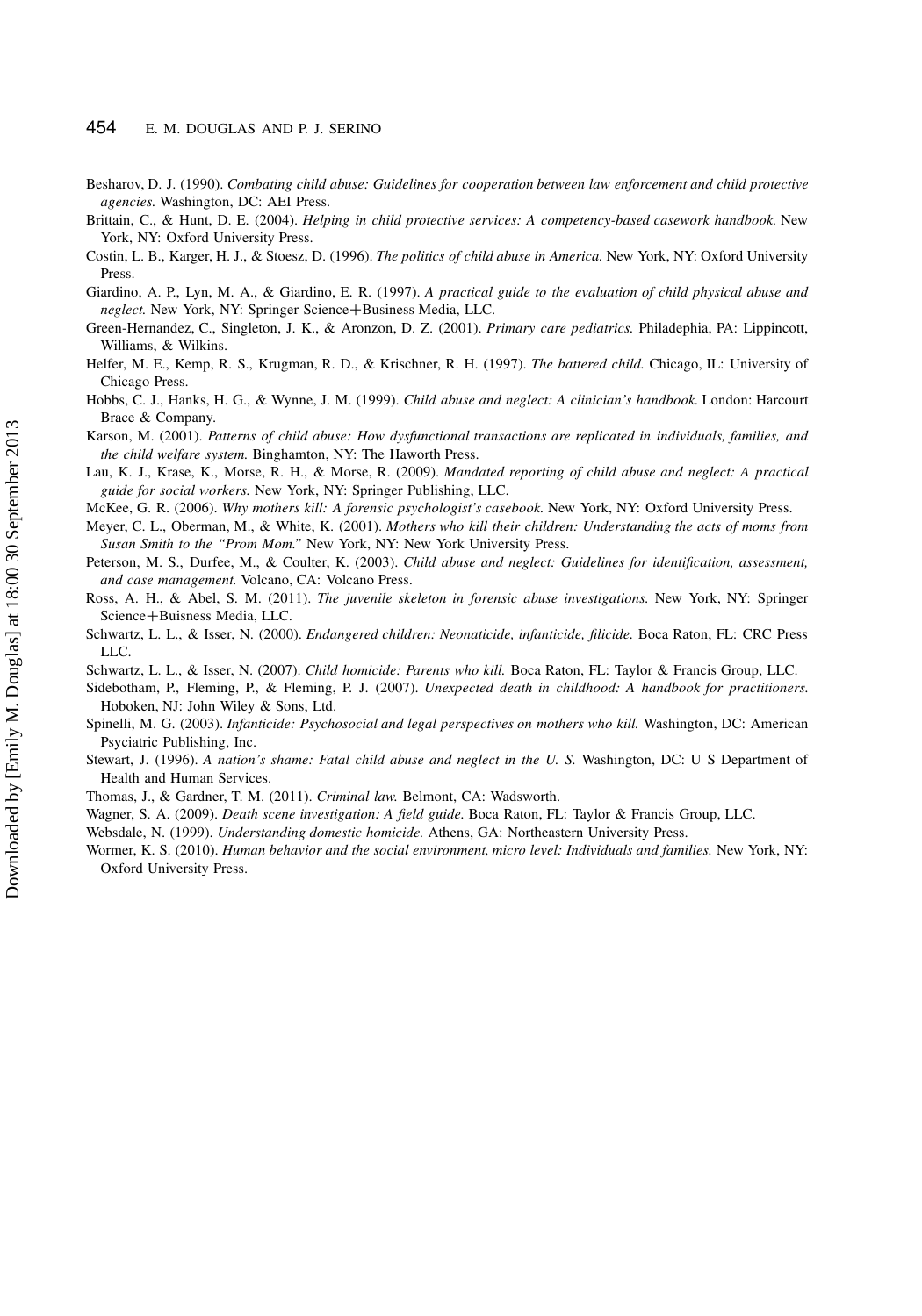Besharov, D. J. (1990). *Combating child abuse: Guidelines for cooperation between law enforcement and child protective agencies.* Washington, DC: AEI Press.

Brittain, C., & Hunt, D. E. (2004). *Helping in child protective services: A competency-based casework handbook.* New York, NY: Oxford University Press.

Costin, L. B., Karger, H. J., & Stoesz, D. (1996). *The politics of child abuse in America.* New York, NY: Oxford University Press.

Giardino, A. P., Lyn, M. A., & Giardino, E. R. (1997). *A practical guide to the evaluation of child physical abuse and neglect.* New York, NY: Springer Science+Business Media, LLC.

Green-Hernandez, C., Singleton, J. K., & Aronzon, D. Z. (2001). *Primary care pediatrics.* Philadephia, PA: Lippincott, Williams, & Wilkins.

Helfer, M. E., Kemp, R. S., Krugman, R. D., & Krischner, R. H. (1997). *The battered child.* Chicago, IL: University of Chicago Press.

Hobbs, C. J., Hanks, H. G., & Wynne, J. M. (1999). *Child abuse and neglect: A clinician's handbook.* London: Harcourt Brace & Company.

Karson, M. (2001). *Patterns of child abuse: How dysfunctional transactions are replicated in individuals, families, and the child welfare system.* Binghamton, NY: The Haworth Press.

Lau, K. J., Krase, K., Morse, R. H., & Morse, R. (2009). *Mandated reporting of child abuse and neglect: A practical guide for social workers.* New York, NY: Springer Publishing, LLC.

McKee, G. R. (2006). *Why mothers kill: A forensic psychologist's casebook.* New York, NY: Oxford University Press.

Meyer, C. L., Oberman, M., & White, K. (2001). *Mothers who kill their children: Understanding the acts of moms from Susan Smith to the "Prom Mom."* New York, NY: New York University Press.

Peterson, M. S., Durfee, M., & Coulter, K. (2003). *Child abuse and neglect: Guidelines for identification, assessment, and case management.* Volcano, CA: Volcano Press.

Ross, A. H., & Abel, S. M. (2011). *The juvenile skeleton in forensic abuse investigations.* New York, NY: Springer Science+Buisness Media, LLC.

Schwartz, L. L., & Isser, N. (2000). *Endangered children: Neonaticide, infanticide, filicide.* Boca Raton, FL: CRC Press LLC.

Schwartz, L. L., & Isser, N. (2007). *Child homicide: Parents who kill.* Boca Raton, FL: Taylor & Francis Group, LLC.

Sidebotham, P., Fleming, P., & Fleming, P. J. (2007). *Unexpected death in childhood: A handbook for practitioners.* Hoboken, NJ: John Wiley & Sons, Ltd.

Spinelli, M. G. (2003). *Infanticide: Psychosocial and legal perspectives on mothers who kill.* Washington, DC: American Psyciatric Publishing, Inc.

Stewart, J. (1996). *A nation's shame: Fatal child abuse and neglect in the U. S.* Washington, DC: U S Department of Health and Human Services.

Thomas, J., & Gardner, T. M. (2011). *Criminal law.* Belmont, CA: Wadsworth.

Wagner, S. A. (2009). *Death scene investigation: A field guide.* Boca Raton, FL: Taylor & Francis Group, LLC.

Websdale, N. (1999). *Understanding domestic homicide.* Athens, GA: Northeastern University Press.

Wormer, K. S. (2010). *Human behavior and the social environment, micro level: Individuals and families.* New York, NY: Oxford University Press.